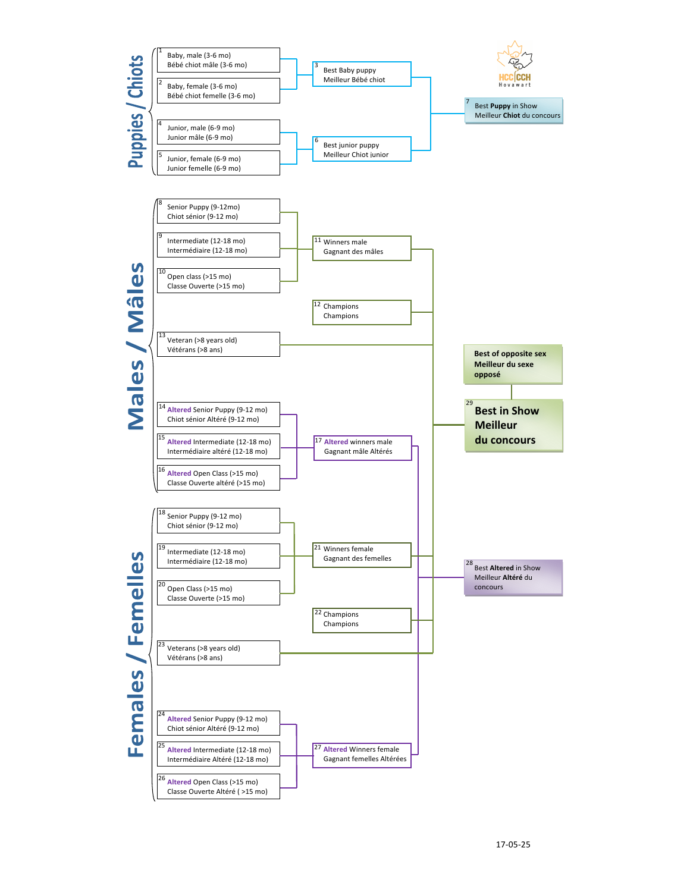## Puppies / Chiots

1 Baby, male (3-6 mo)
Bébé chiot mâle (3-6 mo)

2 Baby, female (3-6 mo)
Bébé chiot femelle (3-6 mo)

3 Best Baby puppy
Meilleur Bébé chiot

4 Junior, male (6-9 mo)
Junior mâle (6-9 mo)

5 Junior, female (6-9 mo)
Junior femelle (6-9 mo)

6 Best junior puppy
Meilleur Chiot junior

7 Best **Puppy** in Show
Meilleur **Chiot** du concours

HCC|CCH Hovawart

## Males / Mâles

8 Senior Puppy (9-12mo)
Chiot sénior (9-12 mo)

9 Intermediate (12-18 mo)
Intermédiaire (12-18 mo)

10 Open class (>15 mo)
Classe Ouverte (>15 mo)

11 Winners male
Gagnant des mâles

12 Champions
Champions

13 Veteran (>8 years old)
Vétérans (>8 ans)

14 Altered Senior Puppy (9-12 mo)
Chiot sénior Altéré (9-12 mo)

15 Altered Intermediate (12-18 mo)
Intermédiaire altéré (12-18 mo)

16 Altered Open Class (>15 mo)
Classe Ouverte altéré (>15 mo)

17 Altered winners male
Gagnant mâle Altérés

**Best of opposite sex**
**Meilleur du sexe opposé**

29 **Best in Show**
**Meilleur du concours**

## Females / Femelles

18 Senior Puppy (9-12 mo)
Chiot sénior (9-12 mo)

19 Intermediate (12-18 mo)
Intermédiaire (12-18 mo)

20 Open Class (>15 mo)
Classe Ouverte (>15 mo)

21 Winners female
Gagnant des femelles

22 Champions
Champions

23 Veterans (>8 years old)
Vétérans (>8 ans)

24 Altered Senior Puppy (9-12 mo)
Chiot sénior Altéré (9-12 mo)

25 Altered Intermediate (12-18 mo)
Intermédiaire Altéré (12-18 mo)

26 Altered Open Class (>15 mo)
Classe Ouverte Altéré ( >15 mo)

27 Altered Winners female
Gagnant femelles Altérées

28 Best **Altered** in Show
Meilleur **Altéré** du concours

17-05-25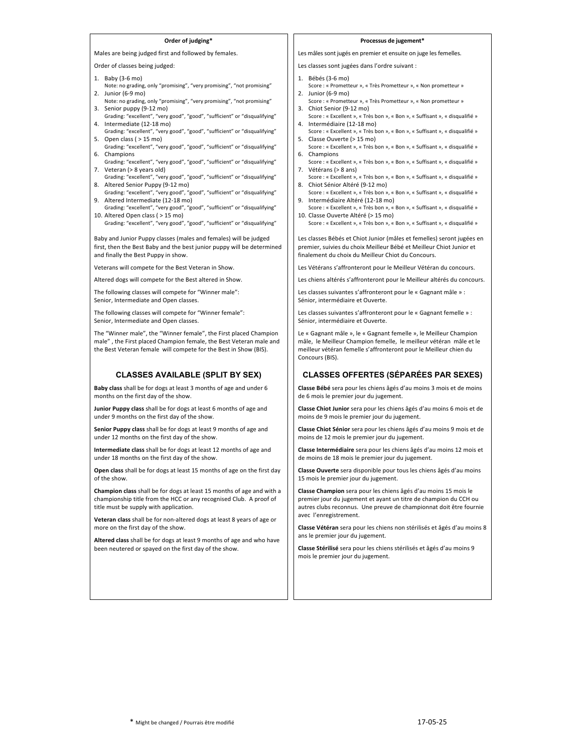**Order of judging***

Males are being judged first and followed by females.

Order of classes being judged:

1. Baby (3-6 mo)
   Note: no grading, only "promising", "very promising", "not promising"
2. Junior (6-9 mo)
   Note: no grading, only "promising", "very promising", "not promising"
3. Senior puppy (9-12 mo)
   Grading: "excellent", "very good", "good", "sufficient" or "disqualifying"
4. Intermediate (12-18 mo)
   Grading: "excellent", "very good", "good", "sufficient" or "disqualifying"
5. Open class ( > 15 mo)
   Grading: "excellent", "very good", "good", "sufficient" or "disqualifying"
6. Champions
   Grading: "excellent", "very good", "good", "sufficient" or "disqualifying"
7. Veteran (> 8 years old)
   Grading: "excellent", "very good", "good", "sufficient" or "disqualifying"
8. Altered Senior Puppy (9-12 mo)
   Grading: "excellent", "very good", "good", "sufficient" or "disqualifying"
9. Altered Intermediate (12-18 mo)
   Grading: "excellent", "very good", "good", "sufficient" or "disqualifying"
10. Altered Open class ( > 15 mo)
    Grading: "excellent", "very good", "good", "sufficient" or "disqualifying"

Baby and Junior Puppy classes (males and females) will be judged first, then the Best Baby and the best junior puppy will be determined and finally the Best Puppy in show.

Veterans will compete for the Best Veteran in Show.

Altered dogs will compete for the Best altered in Show.

The following classes will compete for "Winner male":
Senior, Intermediate and Open classes.

The following classes will compete for "Winner female":
Senior, Intermediate and Open classes.

The "Winner male", the "Winner female", the First placed Champion male" , the First placed Champion female, the Best Veteran male and the Best Veteran female will compete for the Best in Show (BIS).

## CLASSES AVAILABLE (SPLIT BY SEX)

**Baby class** shall be for dogs at least 3 months of age and under 6 months on the first day of the show.

**Junior Puppy class** shall be for dogs at least 6 months of age and under 9 months on the first day of the show.

**Senior Puppy class** shall be for dogs at least 9 months of age and under 12 months on the first day of the show.

**Intermediate class** shall be for dogs at least 12 months of age and under 18 months on the first day of the show.

**Open class** shall be for dogs at least 15 months of age on the first day of the show.

**Champion class** shall be for dogs at least 15 months of age and with a championship title from the HCC or any recognised Club. A proof of title must be supply with application.

**Veteran class** shall be for non-altered dogs at least 8 years of age or more on the first day of the show.

**Altered class** shall be for dogs at least 9 months of age and who have been neutered or spayed on the first day of the show.

**Processus de jugement***

Les mâles sont jugés en premier et ensuite on juge les femelles.

Les classes sont jugées dans l'ordre suivant :

1. Bébés (3-6 mo)
   Score : « Prometteur », « Très Prometteur », « Non prometteur »
2. Junior (6-9 mo)
   Score : « Prometteur », « Très Prometteur », « Non prometteur »
3. Chiot Senior (9-12 mo)
   Score : « Excellent », « Très bon », « Bon », « Suffisant », « disqualifié »
4. Intermédiaire (12-18 mo)
   Score : « Excellent », « Très bon », « Bon », « Suffisant », « disqualifié »
5. Classe Ouverte (> 15 mo)
   Score : « Excellent », « Très bon », « Bon », « Suffisant », « disqualifié »
6. Champions
   Score : « Excellent », « Très bon », « Bon », « Suffisant », « disqualifié »
7. Vétérans (> 8 ans)
   Score : « Excellent », « Très bon », « Bon », « Suffisant », « disqualifié »
8. Chiot Sénior Altéré (9-12 mo)
   Score : « Excellent », « Très bon », « Bon », « Suffisant », « disqualifié »
9. Intermédiaire Altéré (12-18 mo)
   Score : « Excellent », « Très bon », « Bon », « Suffisant », « disqualifié »
10. Classe Ouverte Altéré (> 15 mo)
    Score : « Excellent », « Très bon », « Bon », « Suffisant », « disqualifié »

Les classes Bébés et Chiot Junior (mâles et femelles) seront jugées en premier, suivies du choix Meilleur Bébé et Meilleur Chiot Junior et finalement du choix du Meilleur Chiot du Concours.

Les Vétérans s'affronteront pour le Meilleur Vétéran du concours.

Les chiens altérés s'affronteront pour le Meilleur altérés du concours.

Les classes suivantes s'affronteront pour le « Gagnant mâle » :
Sénior, intermédiaire et Ouverte.

Les classes suivantes s'affronteront pour le « Gagnant femelle » :
Sénior, intermédiaire et Ouverte.

Le « Gagnant mâle », le « Gagnant femelle », le Meilleur Champion mâle, le Meilleur Champion femelle, le meilleur vétéran mâle et le meilleur vétéran femelle s'affronteront pour le Meilleur chien du Concours (BIS).

## CLASSES OFFERTES (SÉPARÉES PAR SEXES)

**Classe Bébé** sera pour les chiens âgés d'au moins 3 mois et de moins de 6 mois le premier jour du jugement.

**Classe Chiot Junior** sera pour les chiens âgés d'au moins 6 mois et de moins de 9 mois le premier jour du jugement.

**Classe Chiot Sénior** sera pour les chiens âgés d'au moins 9 mois et de moins de 12 mois le premier jour du jugement.

**Classe Intermédiaire** sera pour les chiens âgés d'au moins 12 mois et de moins de 18 mois le premier jour du jugement.

**Classe Ouverte** sera disponible pour tous les chiens âgés d'au moins 15 mois le premier jour du jugement.

**Classe Champion** sera pour les chiens âgés d'au moins 15 mois le premier jour du jugement et ayant un titre de champion du CCH ou autres clubs reconnus. Une preuve de championnat doit être fournie avec l'enregistrement.

**Classe Vétéran** sera pour les chiens non stérilisés et âgés d'au moins 8 ans le premier jour du jugement.

**Classe Stérilisé** sera pour les chiens stérilisés et âgés d'au moins 9 mois le premier jour du jugement.

* Might be changed / Pourrais être modifié

17-05-25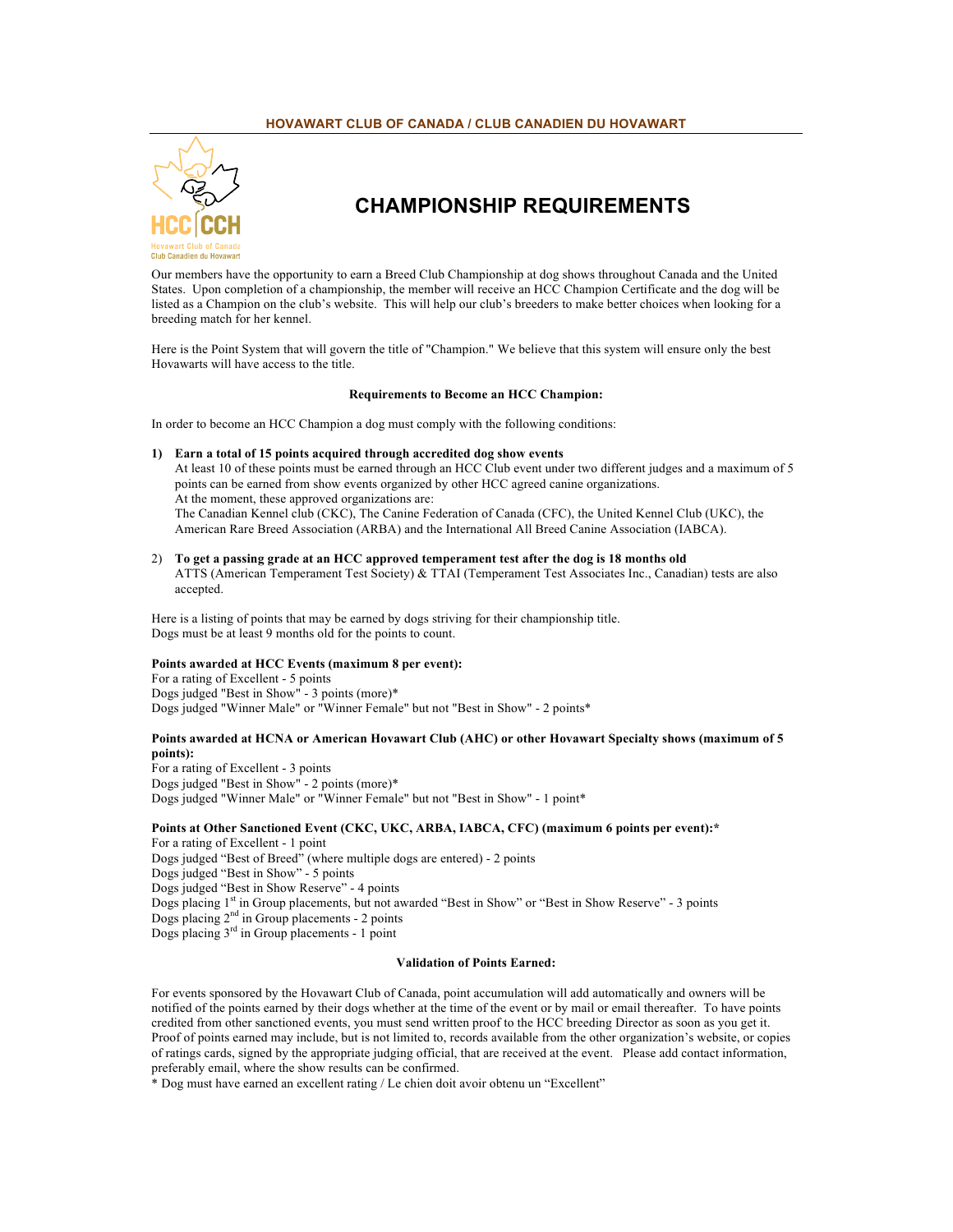HOVAWART CLUB OF CANADA / CLUB CANADIEN DU HOVAWART

# CHAMPIONSHIP REQUIREMENTS

Our members have the opportunity to earn a Breed Club Championship at dog shows throughout Canada and the United States. Upon completion of a championship, the member will receive an HCC Champion Certificate and the dog will be listed as a Champion on the club's website. This will help our club's breeders to make better choices when looking for a breeding match for her kennel.

Here is the Point System that will govern the title of "Champion." We believe that this system will ensure only the best Hovawarts will have access to the title.

**Requirements to Become an HCC Champion:**

In order to become an HCC Champion a dog must comply with the following conditions:

1) **Earn a total of 15 points acquired through accredited dog show events**
   At least 10 of these points must be earned through an HCC Club event under two different judges and a maximum of 5 points can be earned from show events organized by other HCC agreed canine organizations.
   At the moment, these approved organizations are:
   The Canadian Kennel club (CKC), The Canine Federation of Canada (CFC), the United Kennel Club (UKC), the American Rare Breed Association (ARBA) and the International All Breed Canine Association (IABCA).

2) **To get a passing grade at an HCC approved temperament test after the dog is 18 months old**
   ATTS (American Temperament Test Society) & TTAI (Temperament Test Associates Inc., Canadian) tests are also accepted.

Here is a listing of points that may be earned by dogs striving for their championship title.
Dogs must be at least 9 months old for the points to count.

**Points awarded at HCC Events (maximum 8 per event):**
For a rating of Excellent - 5 points
Dogs judged "Best in Show" - 3 points (more)*
Dogs judged "Winner Male" or "Winner Female" but not "Best in Show" - 2 points*

**Points awarded at HCNA or American Hovawart Club (AHC) or other Hovawart Specialty shows (maximum of 5 points):**
For a rating of Excellent - 3 points
Dogs judged "Best in Show" - 2 points (more)*
Dogs judged "Winner Male" or "Winner Female" but not "Best in Show" - 1 point*

**Points at Other Sanctioned Event (CKC, UKC, ARBA, IABCA, CFC) (maximum 6 points per event):***
For a rating of Excellent - 1 point
Dogs judged "Best of Breed" (where multiple dogs are entered) - 2 points
Dogs judged "Best in Show" - 5 points
Dogs judged "Best in Show Reserve" - 4 points
Dogs placing 1st in Group placements, but not awarded "Best in Show" or "Best in Show Reserve" - 3 points
Dogs placing 2nd in Group placements - 2 points
Dogs placing 3rd in Group placements - 1 point

**Validation of Points Earned:**

For events sponsored by the Hovawart Club of Canada, point accumulation will add automatically and owners will be notified of the points earned by their dogs whether at the time of the event or by mail or email thereafter. To have points credited from other sanctioned events, you must send written proof to the HCC breeding Director as soon as you get it. Proof of points earned may include, but is not limited to, records available from the other organization's website, or copies of ratings cards, signed by the appropriate judging official, that are received at the event. Please add contact information, preferably email, where the show results can be confirmed.

* Dog must have earned an excellent rating / Le chien doit avoir obtenu un "Excellent"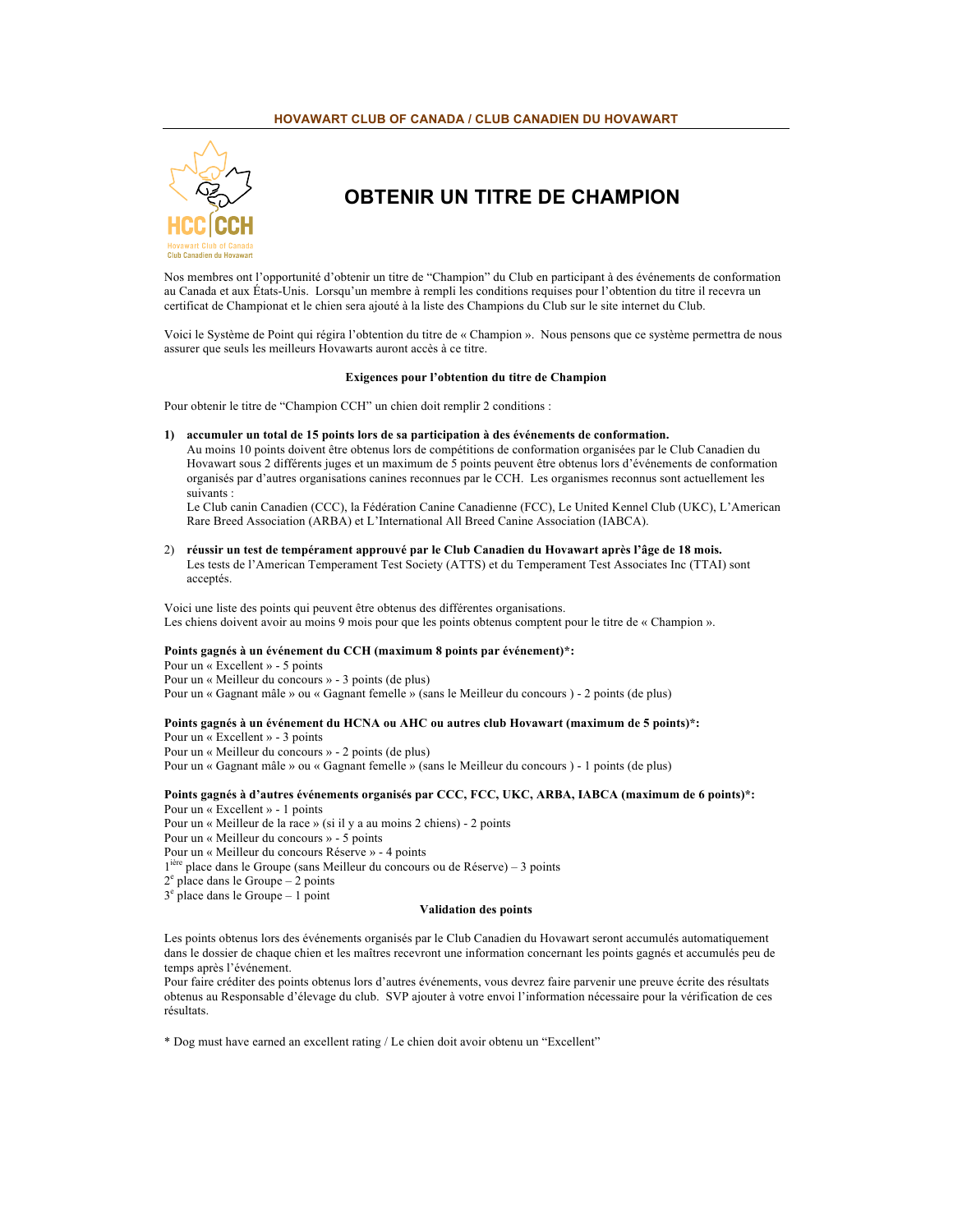# OBTENIR UN TITRE DE CHAMPION

Nos membres ont l'opportunité d'obtenir un titre de "Champion" du Club en participant à des événements de conformation au Canada et aux États-Unis. Lorsqu'un membre à rempli les conditions requises pour l'obtention du titre il recevra un certificat de Championat et le chien sera ajouté à la liste des Champions du Club sur le site internet du Club.

Voici le Système de Point qui régira l'obtention du titre de « Champion ». Nous pensons que ce système permettra de nous assurer que seuls les meilleurs Hovawarts auront accès à ce titre.

**Exigences pour l'obtention du titre de Champion**

Pour obtenir le titre de "Champion CCH" un chien doit remplir 2 conditions :

1) **accumuler un total de 15 points lors de sa participation à des événements de conformation.**
   Au moins 10 points doivent être obtenus lors de compétitions de conformation organisées par le Club Canadien du Hovawart sous 2 différents juges et un maximum de 5 points peuvent être obtenus lors d'événements de conformation organisés par d'autres organisations canines reconnues par le CCH. Les organismes reconnus sont actuellement les suivants :
   Le Club canin Canadien (CCC), la Fédération Canine Canadienne (FCC), Le United Kennel Club (UKC), L'American Rare Breed Association (ARBA) et L'International All Breed Canine Association (IABCA).

2) **réussir un test de tempérament approuvé par le Club Canadien du Hovawart après l'âge de 18 mois.**
   Les tests de l'American Temperament Test Society (ATTS) et du Temperament Test Associates Inc (TTAI) sont acceptés.

Voici une liste des points qui peuvent être obtenus des différentes organisations.
Les chiens doivent avoir au moins 9 mois pour que les points obtenus comptent pour le titre de « Champion ».

**Points gagnés à un événement du CCH (maximum 8 points par événement)*:**
Pour un « Excellent » - 5 points
Pour un « Meilleur du concours » - 3 points (de plus)
Pour un « Gagnant mâle » ou « Gagnant femelle » (sans le Meilleur du concours ) - 2 points (de plus)

**Points gagnés à un événement du HCNA ou AHC ou autres club Hovawart (maximum de 5 points)*:**
Pour un « Excellent » - 3 points
Pour un « Meilleur du concours » - 2 points (de plus)
Pour un « Gagnant mâle » ou « Gagnant femelle » (sans le Meilleur du concours ) - 1 points (de plus)

**Points gagnés à d'autres événements organisés par CCC, FCC, UKC, ARBA, IABCA (maximum de 6 points)*:**
Pour un « Excellent » - 1 points
Pour un « Meilleur de la race » (si il y a au moins 2 chiens) - 2 points
Pour un « Meilleur du concours » - 5 points
Pour un « Meilleur du concours Réserve » - 4 points
1ière place dans le Groupe (sans Meilleur du concours ou de Réserve) – 3 points
2e place dans le Groupe – 2 points
3e place dans le Groupe – 1 point

**Validation des points**

Les points obtenus lors des événements organisés par le Club Canadien du Hovawart seront accumulés automatiquement dans le dossier de chaque chien et les maîtres recevront une information concernant les points gagnés et accumulés peu de temps après l'événement.
Pour faire créditer des points obtenus lors d'autres événements, vous devrez faire parvenir une preuve écrite des résultats obtenus au Responsable d'élevage du club. SVP ajouter à votre envoi l'information nécessaire pour la vérification de ces résultats.

* Dog must have earned an excellent rating / Le chien doit avoir obtenu un "Excellent"